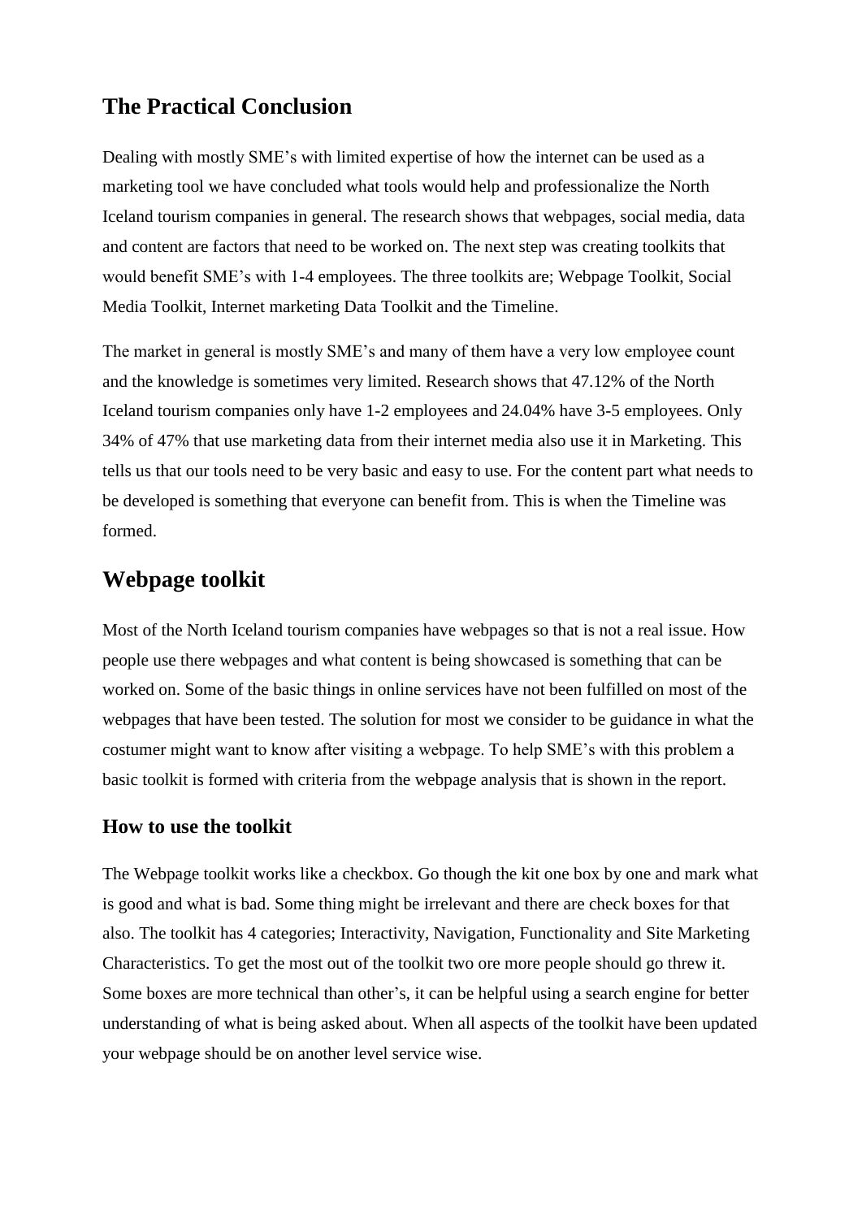## The Practical Conclusion

Dealing with mostly SME's with limited expertise of how the internet can be used as a marketing tool we have concluded what tools would help and professionalize the North Iceland tourism companies in general. The research shows that webpages, social media, data and content are factors that need to be worked on. The next step was creating toolkits that would benefit SME's with 1-4 employees. The three toolkits are; Webpage Toolkit, Social Media Toolkit, Internet marketing Data Toolkit and the Timeline.

The market in general is mostly SME's and many of them have a very low employee count and the knowledge is sometimes very limited. Research shows that 47.12% of the North Iceland tourism companies only have 1-2 employees and 24.04% have 3-5 employees. Only 34% of 47% that use marketing data from their internet media also use it in Marketing. This tells us that our tools need to be very basic and easy to use. For the content part what needs to be developed is something that everyone can benefit from. This is when the Timeline was formed.

## Webpage toolkit

Most of the North Iceland tourism companies have webpages so that is not a real issue. How people use there webpages and what content is being showcased is something that can be worked on. Some of the basic things in online services have not been fulfilled on most of the webpages that have been tested. The solution for most we consider to be guidance in what the costumer might want to know after visiting a webpage. To help SME's with this problem a basic toolkit is formed with criteria from the webpage analysis that is shown in the report.

### How to use the toolkit

The Webpage toolkit works like a checkbox. Go though the kit one box by one and mark what is good and what is bad. Some thing might be irrelevant and there are check boxes for that also. The toolkit has 4 categories; Interactivity, Navigation, Functionality and Site Marketing Characteristics. To get the most out of the toolkit two ore more people should go threw it. Some boxes are more technical than other's, it can be helpful using a search engine for better understanding of what is being asked about. When all aspects of the toolkit have been updated your webpage should be on another level service wise.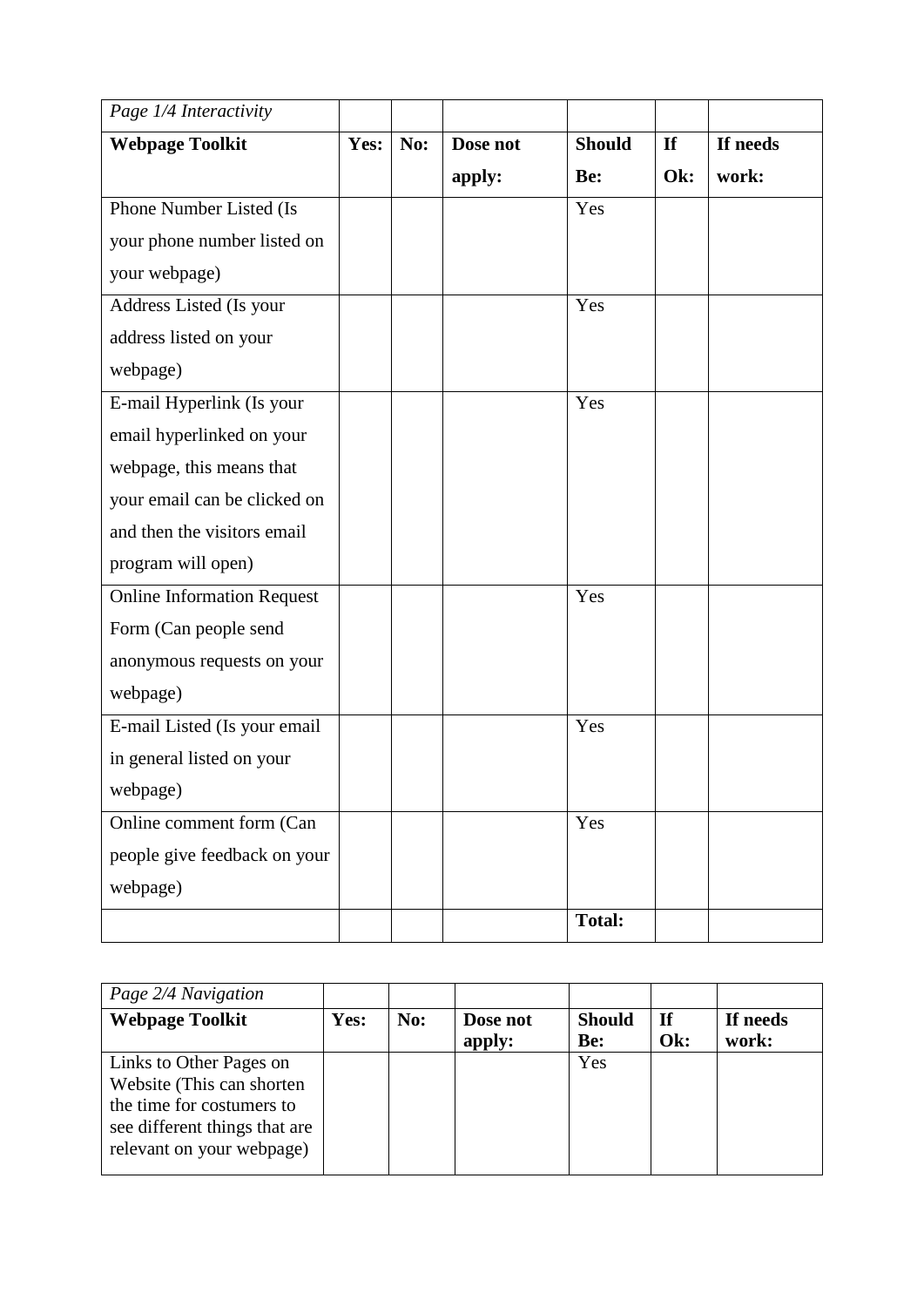| *Page 1/4 Interactivity* | | | | | | |
|---|---|---|---|---|---|---|
| **Webpage Toolkit** | **Yes:** | **No:** | **Dose not apply:** | **Should Be:** | **If Ok:** | **If needs work:** |
| Phone Number Listed (Is your phone number listed on your webpage) | | | | Yes | | |
| Address Listed (Is your address listed on your webpage) | | | | Yes | | |
| E-mail Hyperlink (Is your email hyperlinked on your webpage, this means that your email can be clicked on and then the visitors email program will open) | | | | Yes | | |
| Online Information Request Form (Can people send anonymous requests on your webpage) | | | | Yes | | |
| E-mail Listed (Is your email in general listed on your webpage) | | | | Yes | | |
| Online comment form (Can people give feedback on your webpage) | | | | Yes | | |
| | | | | **Total:** | | |

| *Page 2/4 Navigation* | | | | | | |
|---|---|---|---|---|---|---|
| **Webpage Toolkit** | **Yes:** | **No:** | **Dose not apply:** | **Should Be:** | **If Ok:** | **If needs work:** |
| Links to Other Pages on Website (This can shorten the time for costumers to see different things that are relevant on your webpage) | | | | Yes | | |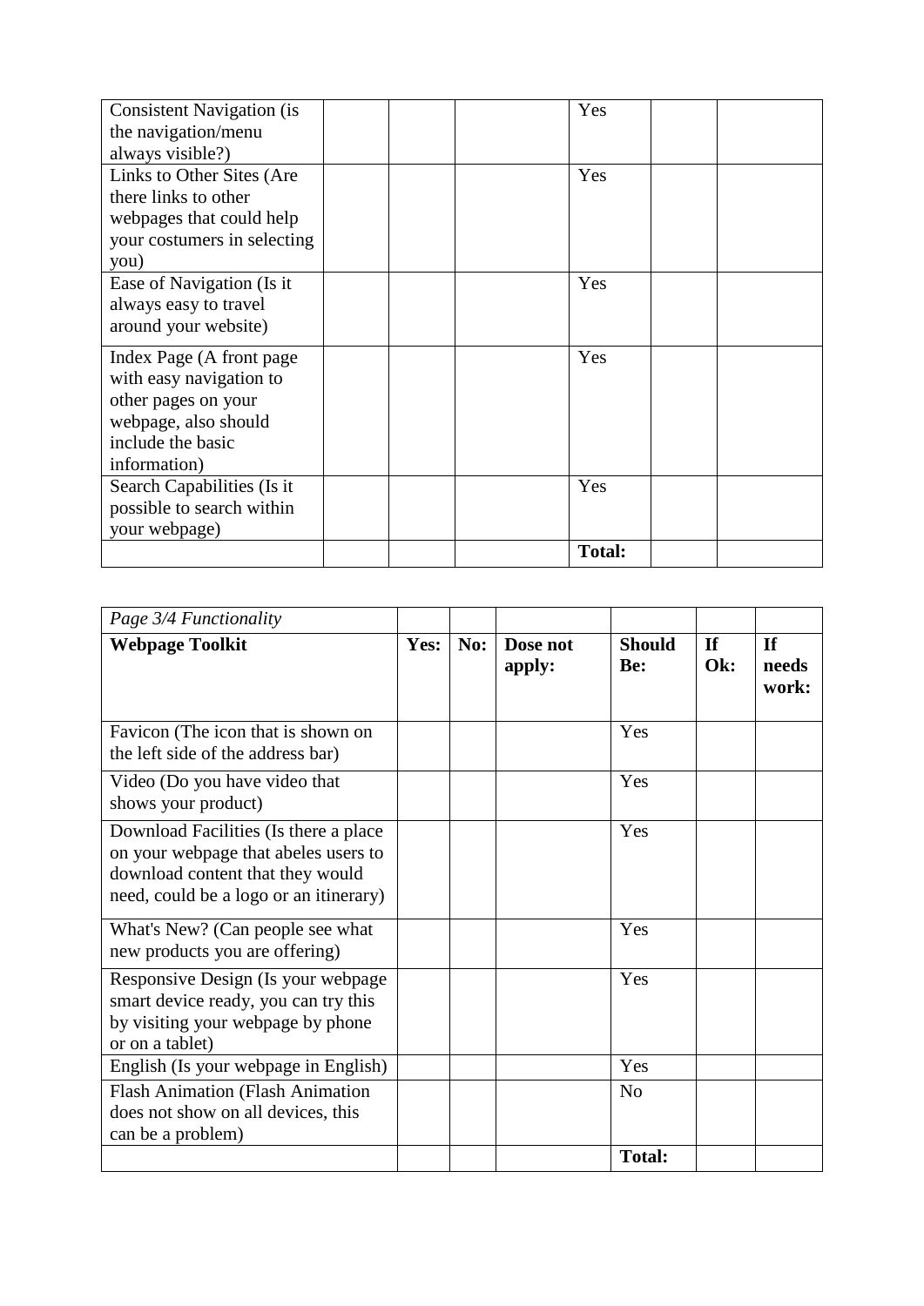| | | | | | | |
|---|---|---|---|---|---|---|
| Consistent Navigation (is the navigation/menu always visible?) | | | | Yes | | |
| Links to Other Sites (Are there links to other webpages that could help your costumers in selecting you) | | | | Yes | | |
| Ease of Navigation (Is it always easy to travel around your website) | | | | Yes | | |
| Index Page (A front page with easy navigation to other pages on your webpage, also should include the basic information) | | | | Yes | | |
| Search Capabilities (Is it possible to search within your webpage) | | | | Yes | | |
| | | | | **Total:** | | |

| *Page 3/4 Functionality* | | | | | | |
|---|---|---|---|---|---|---|
| **Webpage Toolkit** | **Yes:** | **No:** | **Dose not apply:** | **Should Be:** | **If Ok:** | **If needs work:** |
| Favicon (The icon that is shown on the left side of the address bar) | | | | Yes | | |
| Video (Do you have video that shows your product) | | | | Yes | | |
| Download Facilities (Is there a place on your webpage that abeles users to download content that they would need, could be a logo or an itinerary) | | | | Yes | | |
| What's New? (Can people see what new products you are offering) | | | | Yes | | |
| Responsive Design (Is your webpage smart device ready, you can try this by visiting your webpage by phone or on a tablet) | | | | Yes | | |
| English (Is your webpage in English) | | | | Yes | | |
| Flash Animation (Flash Animation does not show on all devices, this can be a problem) | | | | No | | |
| | | | | **Total:** | | |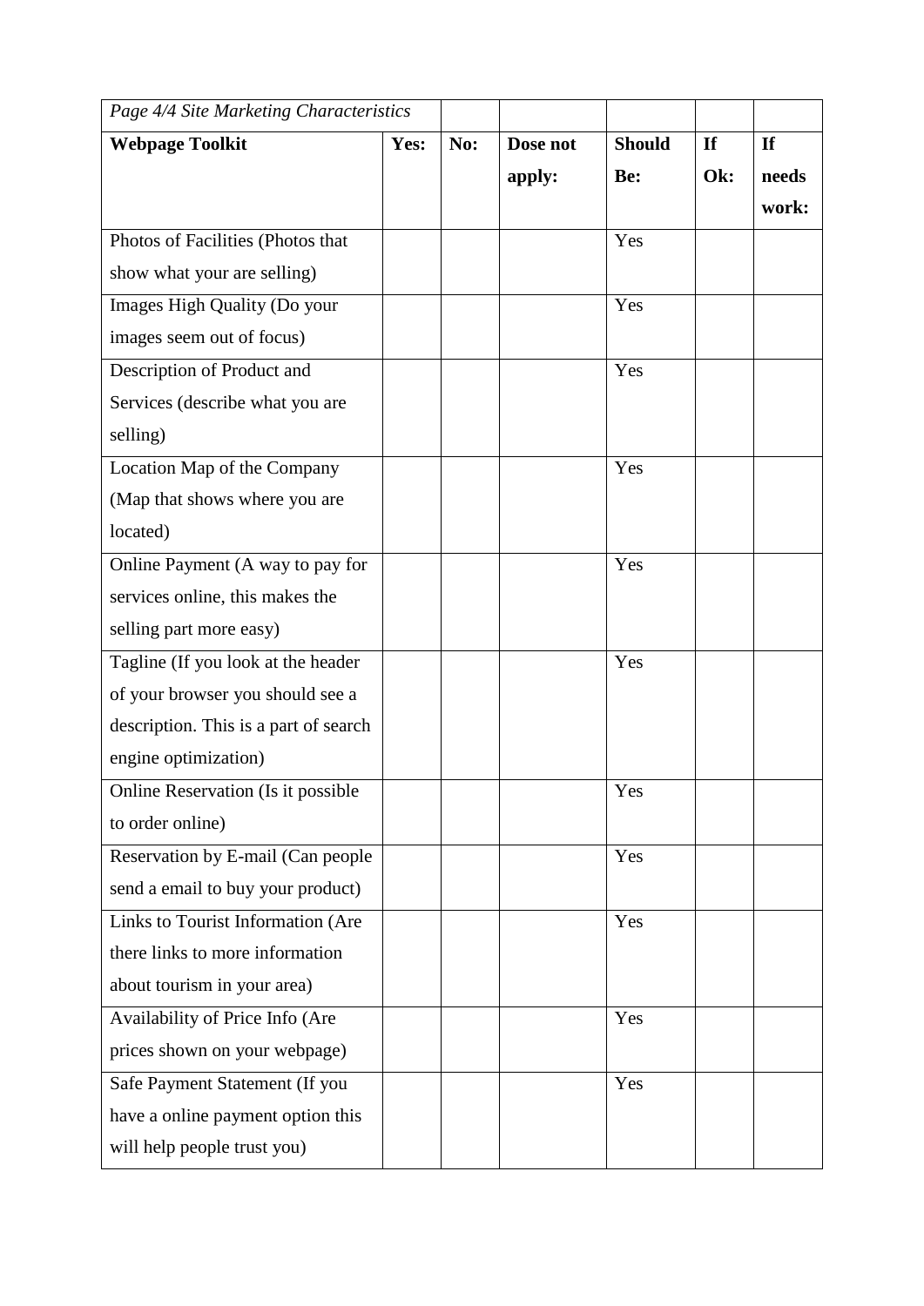| *Page 4/4 Site Marketing Characteristics* | | | | | | |
|---|---|---|---|---|---|---|
| **Webpage Toolkit** | **Yes:** | **No:** | **Dose not apply:** | **Should Be:** | **If Ok:** | **If needs work:** |
| Photos of Facilities (Photos that show what your are selling) | | | | Yes | | |
| Images High Quality (Do your images seem out of focus) | | | | Yes | | |
| Description of Product and Services (describe what you are selling) | | | | Yes | | |
| Location Map of the Company (Map that shows where you are located) | | | | Yes | | |
| Online Payment (A way to pay for services online, this makes the selling part more easy) | | | | Yes | | |
| Tagline (If you look at the header of your browser you should see a description. This is a part of search engine optimization) | | | | Yes | | |
| Online Reservation (Is it possible to order online) | | | | Yes | | |
| Reservation by E-mail (Can people send a email to buy your product) | | | | Yes | | |
| Links to Tourist Information (Are there links to more information about tourism in your area) | | | | Yes | | |
| Availability of Price Info (Are prices shown on your webpage) | | | | Yes | | |
| Safe Payment Statement (If you have a online payment option this will help people trust you) | | | | Yes | | |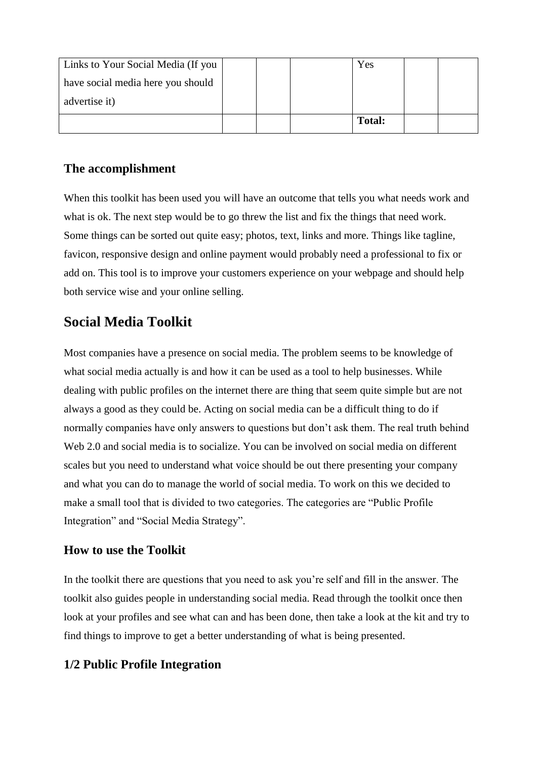| Links to Your Social Media (If you have social media here you should advertise it) | | | | Yes | | |
|---|---|---|---|---|---|---|
| | | | | **Total:** | | |

### The accomplishment

When this toolkit has been used you will have an outcome that tells you what needs work and what is ok. The next step would be to go threw the list and fix the things that need work. Some things can be sorted out quite easy; photos, text, links and more. Things like tagline, favicon, responsive design and online payment would probably need a professional to fix or add on. This tool is to improve your customers experience on your webpage and should help both service wise and your online selling.

## Social Media Toolkit

Most companies have a presence on social media. The problem seems to be knowledge of what social media actually is and how it can be used as a tool to help businesses. While dealing with public profiles on the internet there are thing that seem quite simple but are not always a good as they could be. Acting on social media can be a difficult thing to do if normally companies have only answers to questions but don't ask them. The real truth behind Web 2.0 and social media is to socialize. You can be involved on social media on different scales but you need to understand what voice should be out there presenting your company and what you can do to manage the world of social media. To work on this we decided to make a small tool that is divided to two categories. The categories are "Public Profile Integration" and "Social Media Strategy".

### How to use the Toolkit

In the toolkit there are questions that you need to ask you're self and fill in the answer. The toolkit also guides people in understanding social media. Read through the toolkit once then look at your profiles and see what can and has been done, then take a look at the kit and try to find things to improve to get a better understanding of what is being presented.

### 1/2 Public Profile Integration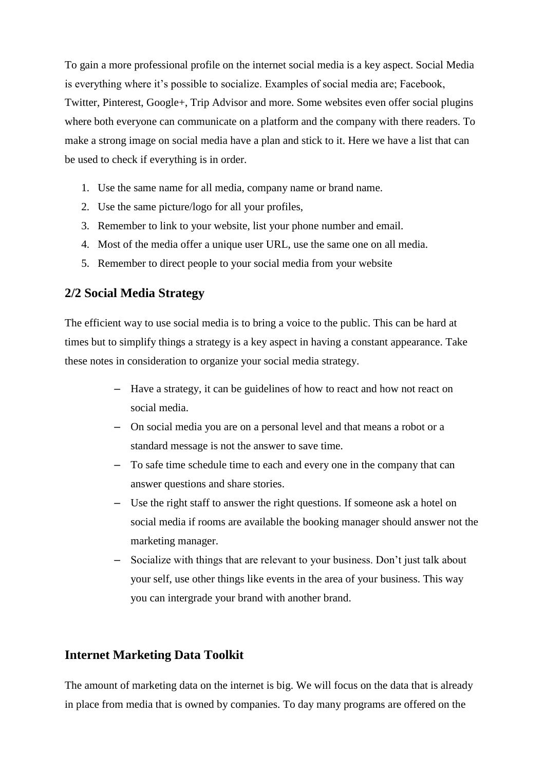To gain a more professional profile on the internet social media is a key aspect. Social Media is everything where it's possible to socialize. Examples of social media are; Facebook, Twitter, Pinterest, Google+, Trip Advisor and more. Some websites even offer social plugins where both everyone can communicate on a platform and the company with there readers. To make a strong image on social media have a plan and stick to it. Here we have a list that can be used to check if everything is in order.

1. Use the same name for all media, company name or brand name.
2. Use the same picture/logo for all your profiles,
3. Remember to link to your website, list your phone number and email.
4. Most of the media offer a unique user URL, use the same one on all media.
5. Remember to direct people to your social media from your website

## 2/2 Social Media Strategy

The efficient way to use social media is to bring a voice to the public. This can be hard at times but to simplify things a strategy is a key aspect in having a constant appearance. Take these notes in consideration to organize your social media strategy.

- Have a strategy, it can be guidelines of how to react and how not react on social media.
- On social media you are on a personal level and that means a robot or a standard message is not the answer to save time.
- To safe time schedule time to each and every one in the company that can answer questions and share stories.
- Use the right staff to answer the right questions. If someone ask a hotel on social media if rooms are available the booking manager should answer not the marketing manager.
- Socialize with things that are relevant to your business. Don't just talk about your self, use other things like events in the area of your business. This way you can intergrade your brand with another brand.

## Internet Marketing Data Toolkit

The amount of marketing data on the internet is big. We will focus on the data that is already in place from media that is owned by companies. To day many programs are offered on the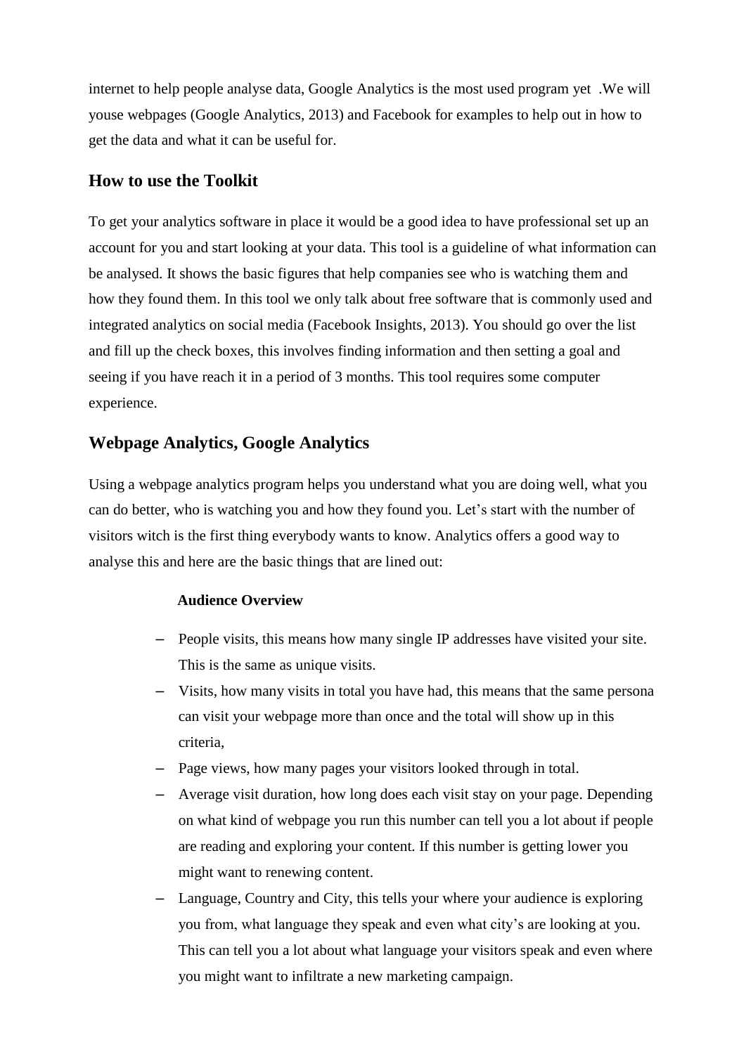internet to help people analyse data, Google Analytics is the most used program yet .We will youse webpages (Google Analytics, 2013) and Facebook for examples to help out in how to get the data and what it can be useful for.

## How to use the Toolkit

To get your analytics software in place it would be a good idea to have professional set up an account for you and start looking at your data. This tool is a guideline of what information can be analysed. It shows the basic figures that help companies see who is watching them and how they found them. In this tool we only talk about free software that is commonly used and integrated analytics on social media (Facebook Insights, 2013). You should go over the list and fill up the check boxes, this involves finding information and then setting a goal and seeing if you have reach it in a period of 3 months. This tool requires some computer experience.

## Webpage Analytics, Google Analytics

Using a webpage analytics program helps you understand what you are doing well, what you can do better, who is watching you and how they found you. Let's start with the number of visitors witch is the first thing everybody wants to know. Analytics offers a good way to analyse this and here are the basic things that are lined out:

**Audience Overview**

- People visits, this means how many single IP addresses have visited your site. This is the same as unique visits.
- Visits, how many visits in total you have had, this means that the same persona can visit your webpage more than once and the total will show up in this criteria,
- Page views, how many pages your visitors looked through in total.
- Average visit duration, how long does each visit stay on your page. Depending on what kind of webpage you run this number can tell you a lot about if people are reading and exploring your content. If this number is getting lower you might want to renewing content.
- Language, Country and City, this tells your where your audience is exploring you from, what language they speak and even what city's are looking at you. This can tell you a lot about what language your visitors speak and even where you might want to infiltrate a new marketing campaign.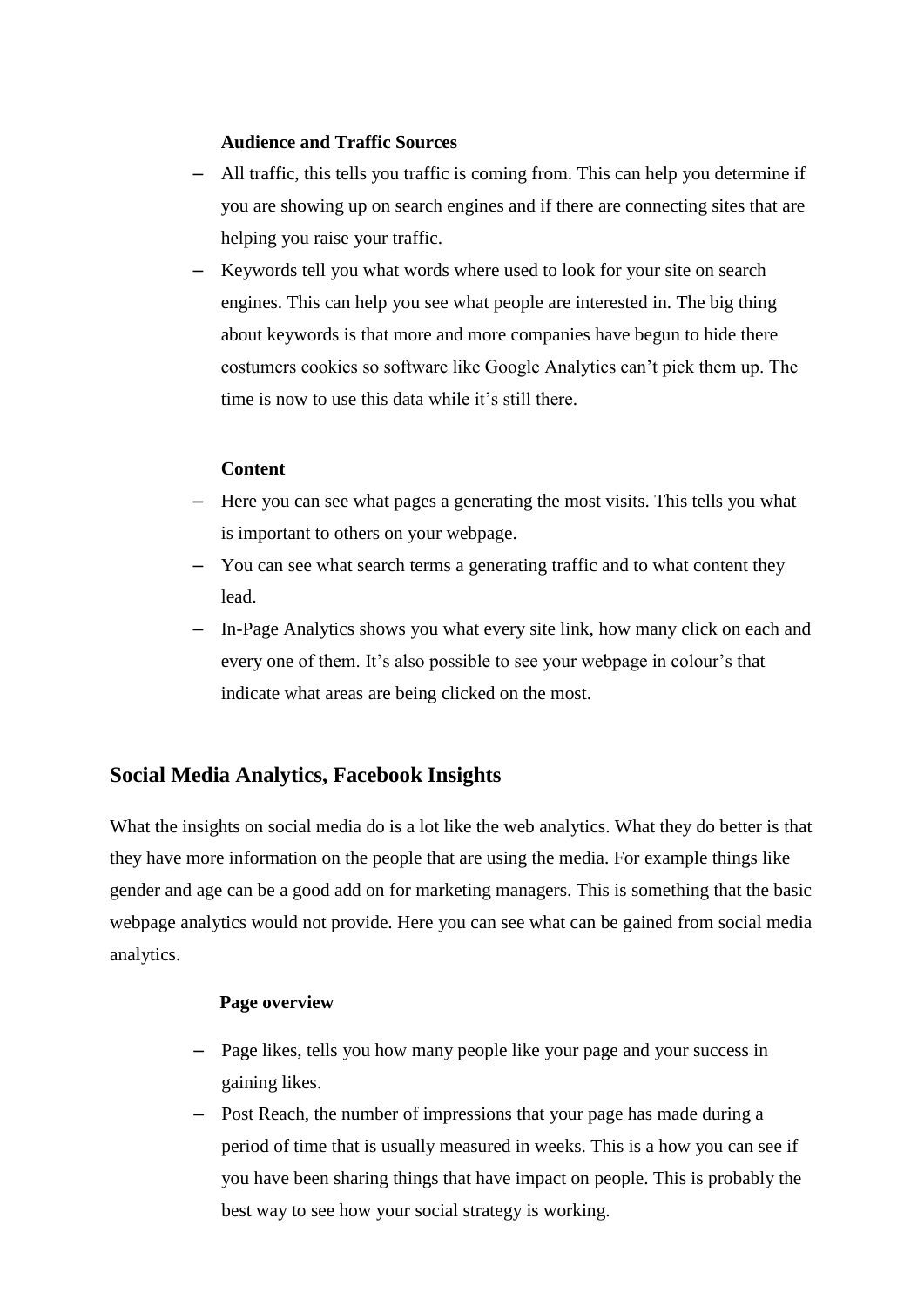**Audience and Traffic Sources**

- All traffic, this tells you traffic is coming from. This can help you determine if you are showing up on search engines and if there are connecting sites that are helping you raise your traffic.
- Keywords tell you what words where used to look for your site on search engines. This can help you see what people are interested in. The big thing about keywords is that more and more companies have begun to hide there costumers cookies so software like Google Analytics can't pick them up. The time is now to use this data while it's still there.

**Content**

- Here you can see what pages a generating the most visits. This tells you what is important to others on your webpage.
- You can see what search terms a generating traffic and to what content they lead.
- In-Page Analytics shows you what every site link, how many click on each and every one of them. It's also possible to see your webpage in colour's that indicate what areas are being clicked on the most.

## Social Media Analytics, Facebook Insights

What the insights on social media do is a lot like the web analytics. What they do better is that they have more information on the people that are using the media. For example things like gender and age can be a good add on for marketing managers. This is something that the basic webpage analytics would not provide. Here you can see what can be gained from social media analytics.

**Page overview**

- Page likes, tells you how many people like your page and your success in gaining likes.
- Post Reach, the number of impressions that your page has made during a period of time that is usually measured in weeks. This is a how you can see if you have been sharing things that have impact on people. This is probably the best way to see how your social strategy is working.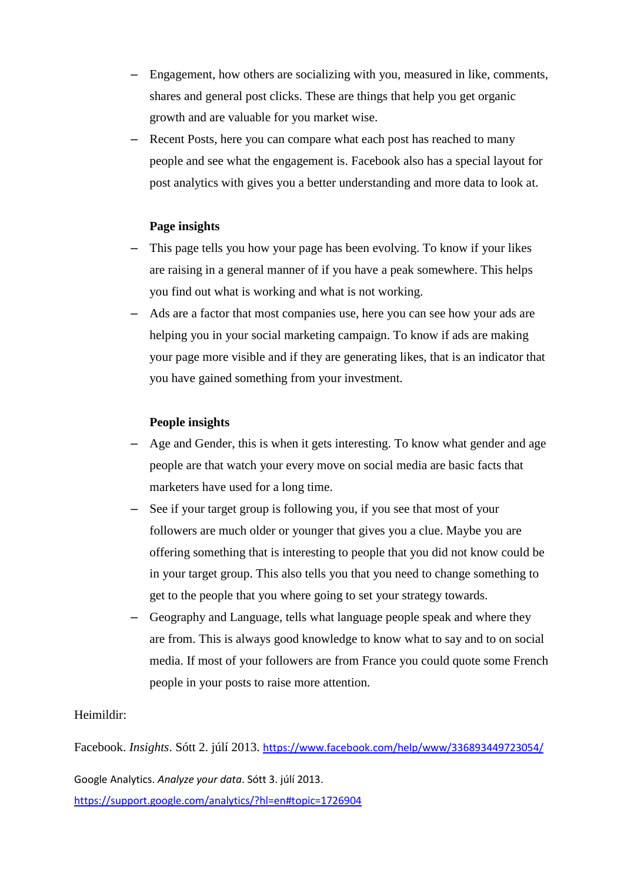- Engagement, how others are socializing with you, measured in like, comments, shares and general post clicks. These are things that help you get organic growth and are valuable for you market wise.
- Recent Posts, here you can compare what each post has reached to many people and see what the engagement is. Facebook also has a special layout for post analytics with gives you a better understanding and more data to look at.

**Page insights**

- This page tells you how your page has been evolving. To know if your likes are raising in a general manner of if you have a peak somewhere. This helps you find out what is working and what is not working.
- Ads are a factor that most companies use, here you can see how your ads are helping you in your social marketing campaign. To know if ads are making your page more visible and if they are generating likes, that is an indicator that you have gained something from your investment.

**People insights**

- Age and Gender, this is when it gets interesting. To know what gender and age people are that watch your every move on social media are basic facts that marketers have used for a long time.
- See if your target group is following you, if you see that most of your followers are much older or younger that gives you a clue. Maybe you are offering something that is interesting to people that you did not know could be in your target group. This also tells you that you need to change something to get to the people that you where going to set your strategy towards.
- Geography and Language, tells what language people speak and where they are from. This is always good knowledge to know what to say and to on social media. If most of your followers are from France you could quote some French people in your posts to raise more attention.

Heimildir:

Facebook. *Insights*. Sótt 2. júlí 2013. https://www.facebook.com/help/www/336893449723054/

Google Analytics. *Analyze your data*. Sótt 3. júlí 2013. https://support.google.com/analytics/?hl=en#topic=1726904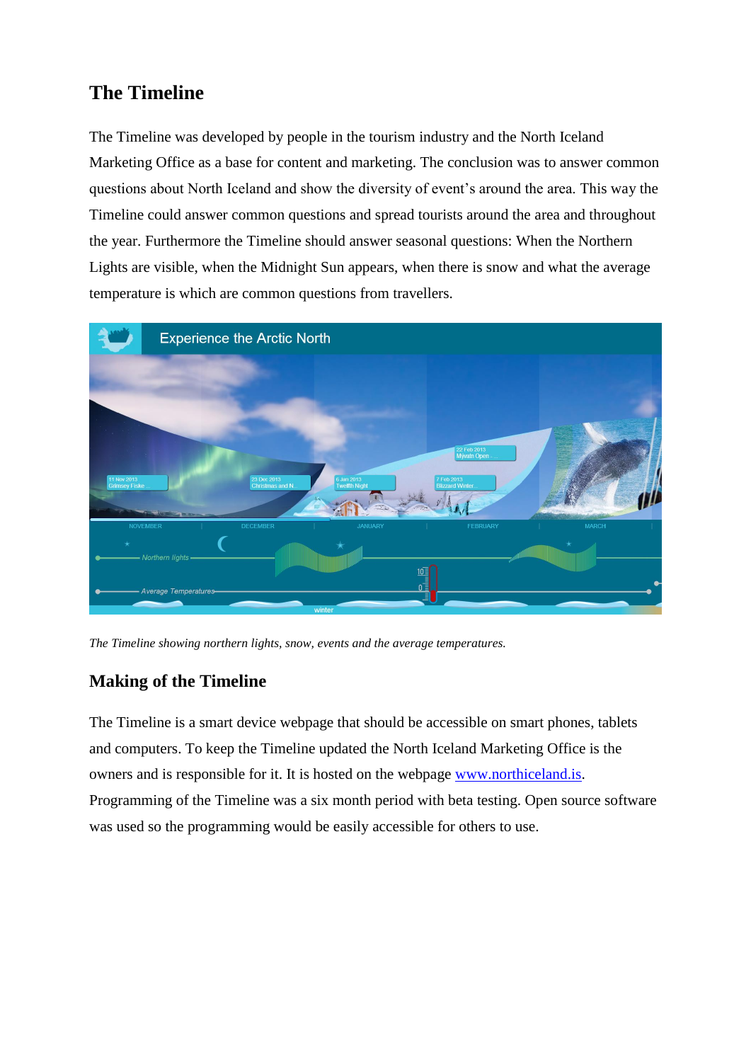## The Timeline

The Timeline was developed by people in the tourism industry and the North Iceland Marketing Office as a base for content and marketing. The conclusion was to answer common questions about North Iceland and show the diversity of event's around the area. This way the Timeline could answer common questions and spread tourists around the area and throughout the year. Furthermore the Timeline should answer seasonal questions: When the Northern Lights are visible, when the Midnight Sun appears, when there is snow and what the average temperature is which are common questions from travellers.

*The Timeline showing northern lights, snow, events and the average temperatures.*

### Making of the Timeline

The Timeline is a smart device webpage that should be accessible on smart phones, tablets and computers. To keep the Timeline updated the North Iceland Marketing Office is the owners and is responsible for it. It is hosted on the webpage [www.northiceland.is](http://www.northiceland.is). Programming of the Timeline was a six month period with beta testing. Open source software was used so the programming would be easily accessible for others to use.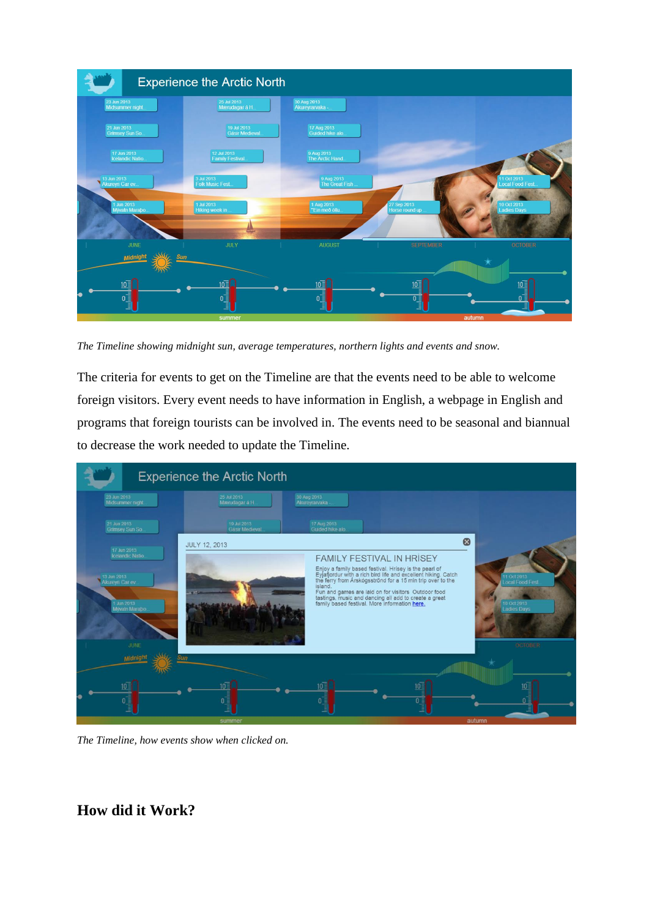*The Timeline showing midnight sun, average temperatures, northern lights and events and snow.*

The criteria for events to get on the Timeline are that the events need to be able to welcome foreign visitors. Every event needs to have information in English, a webpage in English and programs that foreign tourists can be involved in. The events need to be seasonal and biannual to decrease the work needed to update the Timeline.

*The Timeline, how events show when clicked on.*

## How did it Work?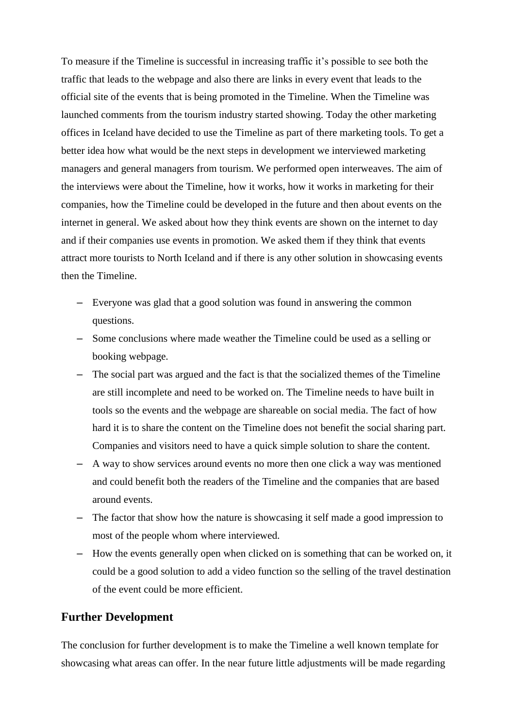To measure if the Timeline is successful in increasing traffic it’s possible to see both the traffic that leads to the webpage and also there are links in every event that leads to the official site of the events that is being promoted in the Timeline. When the Timeline was launched comments from the tourism industry started showing. Today the other marketing offices in Iceland have decided to use the Timeline as part of there marketing tools. To get a better idea how what would be the next steps in development we interviewed marketing managers and general managers from tourism. We performed open interweaves. The aim of the interviews were about the Timeline, how it works, how it works in marketing for their companies, how the Timeline could be developed in the future and then about events on the internet in general. We asked about how they think events are shown on the internet to day and if their companies use events in promotion. We asked them if they think that events attract more tourists to North Iceland and if there is any other solution in showcasing events then the Timeline.

- Everyone was glad that a good solution was found in answering the common questions.
- Some conclusions where made weather the Timeline could be used as a selling or booking webpage.
- The social part was argued and the fact is that the socialized themes of the Timeline are still incomplete and need to be worked on. The Timeline needs to have built in tools so the events and the webpage are shareable on social media. The fact of how hard it is to share the content on the Timeline does not benefit the social sharing part. Companies and visitors need to have a quick simple solution to share the content.
- A way to show services around events no more then one click a way was mentioned and could benefit both the readers of the Timeline and the companies that are based around events.
- The factor that show how the nature is showcasing it self made a good impression to most of the people whom where interviewed.
- How the events generally open when clicked on is something that can be worked on, it could be a good solution to add a video function so the selling of the travel destination of the event could be more efficient.

## Further Development

The conclusion for further development is to make the Timeline a well known template for showcasing what areas can offer. In the near future little adjustments will be made regarding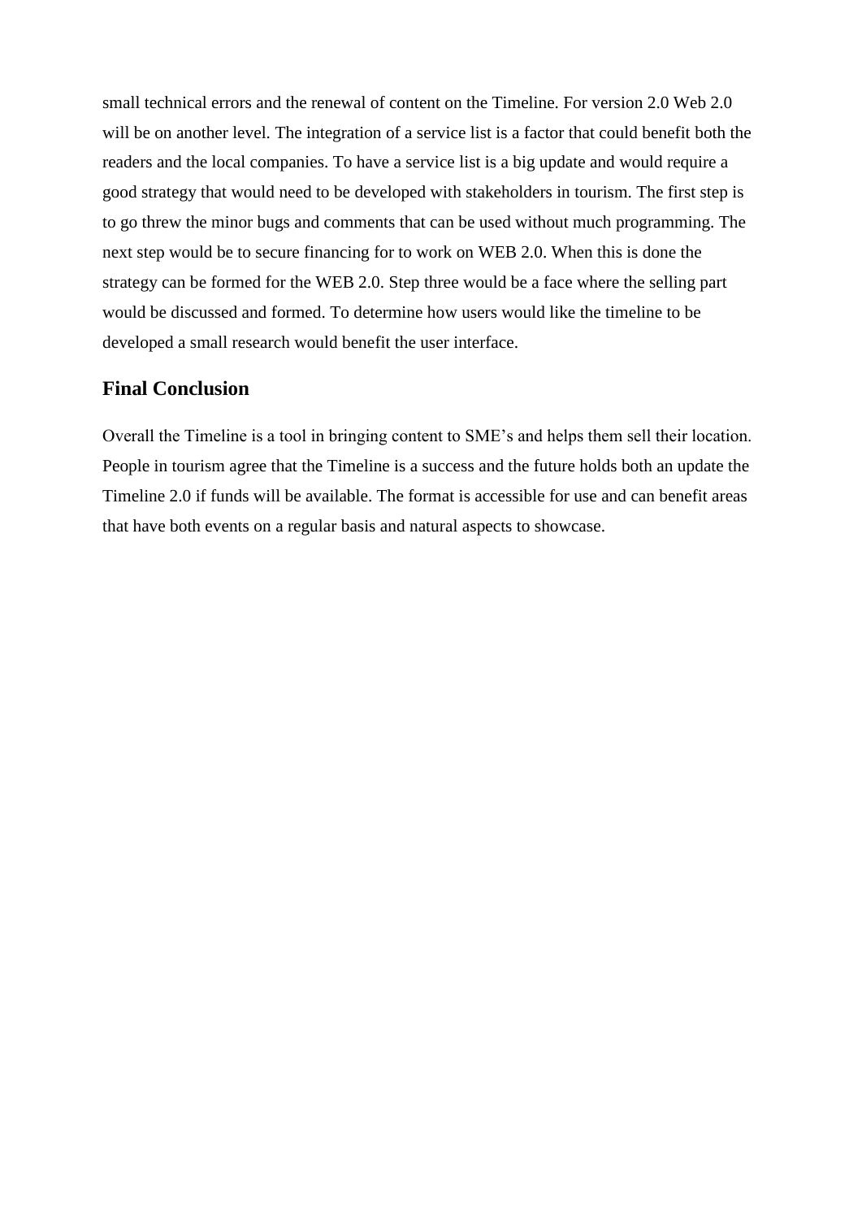small technical errors and the renewal of content on the Timeline. For version 2.0 Web 2.0 will be on another level. The integration of a service list is a factor that could benefit both the readers and the local companies. To have a service list is a big update and would require a good strategy that would need to be developed with stakeholders in tourism. The first step is to go threw the minor bugs and comments that can be used without much programming. The next step would be to secure financing for to work on WEB 2.0. When this is done the strategy can be formed for the WEB 2.0. Step three would be a face where the selling part would be discussed and formed. To determine how users would like the timeline to be developed a small research would benefit the user interface.

## Final Conclusion

Overall the Timeline is a tool in bringing content to SME's and helps them sell their location. People in tourism agree that the Timeline is a success and the future holds both an update the Timeline 2.0 if funds will be available. The format is accessible for use and can benefit areas that have both events on a regular basis and natural aspects to showcase.